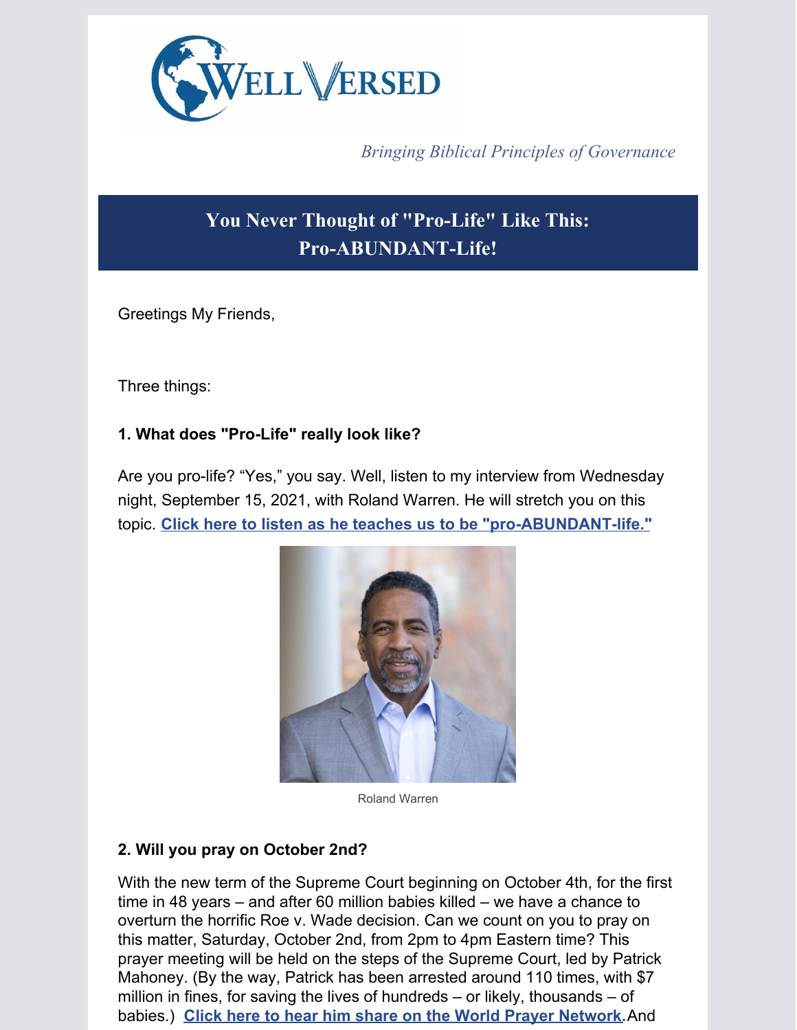WELL VERSED

*Bringing Biblical Principles of Governance*

## You Never Thought of "Pro-Life" Like This: Pro-ABUNDANT-Life!

Greetings My Friends,

Three things:

**1. What does "Pro-Life" really look like?**

Are you pro-life? "Yes," you say. Well, listen to my interview from Wednesday night, September 15, 2021, with Roland Warren. He will stretch you on this topic. **Click here to listen as he teaches us to be "pro-ABUNDANT-life."**

Roland Warren

**2. Will you pray on October 2nd?**

With the new term of the Supreme Court beginning on October 4th, for the first time in 48 years – and after 60 million babies killed – we have a chance to overturn the horrific Roe v. Wade decision. Can we count on you to pray on this matter, Saturday, October 2nd, from 2pm to 4pm Eastern time? This prayer meeting will be held on the steps of the Supreme Court, led by Patrick Mahoney. (By the way, Patrick has been arrested around 110 times, with $7 million in fines, for saving the lives of hundreds – or likely, thousands – of babies.) **Click here to hear him share on the World Prayer Network**. And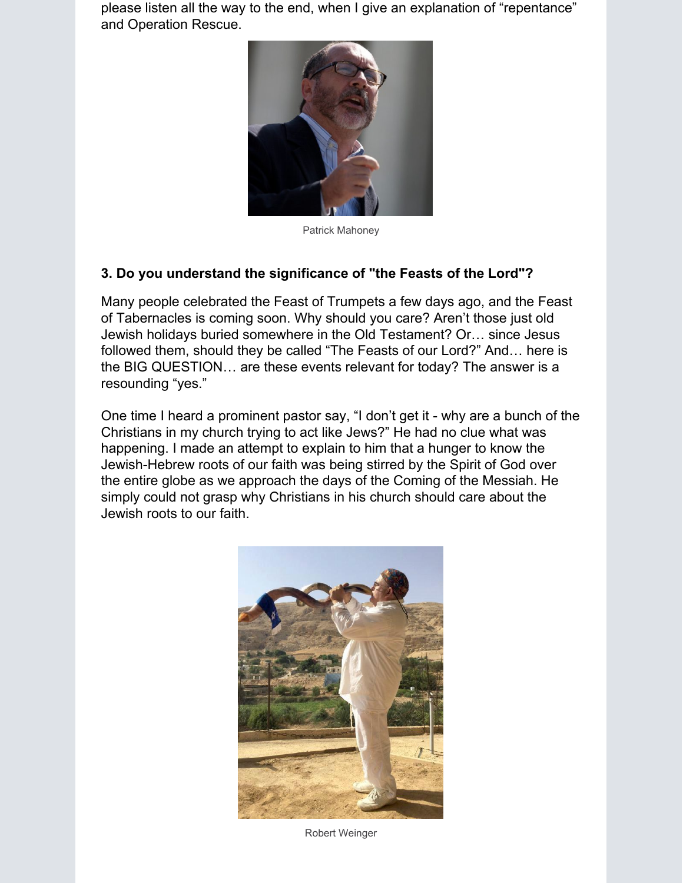please listen all the way to the end, when I give an explanation of “repentance” and Operation Rescue.

Patrick Mahoney

### 3. Do you understand the significance of "the Feasts of the Lord"?

Many people celebrated the Feast of Trumpets a few days ago, and the Feast of Tabernacles is coming soon. Why should you care? Aren’t those just old Jewish holidays buried somewhere in the Old Testament? Or… since Jesus followed them, should they be called “The Feasts of our Lord?” And… here is the BIG QUESTION… are these events relevant for today? The answer is a resounding “yes.”

One time I heard a prominent pastor say, “I don’t get it - why are a bunch of the Christians in my church trying to act like Jews?” He had no clue what was happening. I made an attempt to explain to him that a hunger to know the Jewish-Hebrew roots of our faith was being stirred by the Spirit of God over the entire globe as we approach the days of the Coming of the Messiah. He simply could not grasp why Christians in his church should care about the Jewish roots to our faith.

Robert Weinger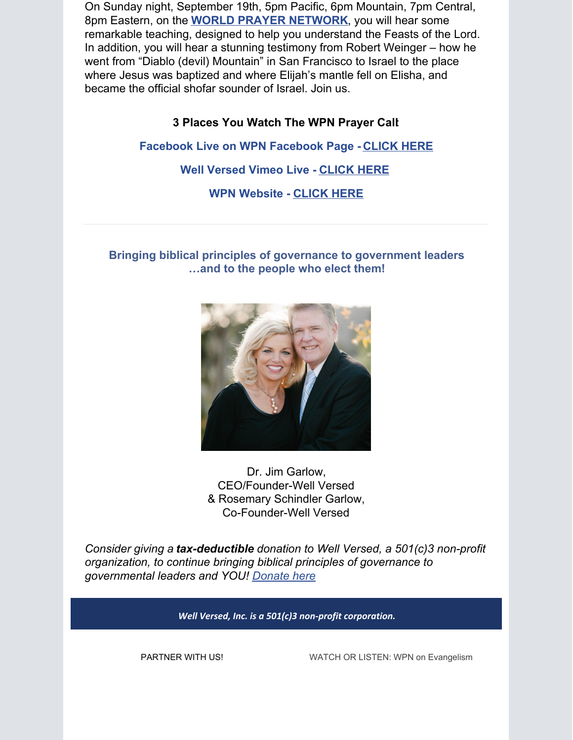On Sunday night, September 19th, 5pm Pacific, 6pm Mountain, 7pm Central, 8pm Eastern, on the **WORLD PRAYER NETWORK**, you will hear some remarkable teaching, designed to help you understand the Feasts of the Lord. In addition, you will hear a stunning testimony from Robert Weinger – how he went from "Diablo (devil) Mountain" in San Francisco to Israel to the place where Jesus was baptized and where Elijah's mantle fell on Elisha, and became the official shofar sounder of Israel. Join us.

**3 Places You Watch The WPN Prayer Call**

**Facebook Live on WPN Facebook Page - CLICK HERE**

**Well Versed Vimeo Live - CLICK HERE**

**WPN Website - CLICK HERE**

---

**Bringing biblical principles of governance to government leaders ...and to the people who elect them!**

Dr. Jim Garlow,
CEO/Founder-Well Versed
& Rosemary Schindler Garlow,
Co-Founder-Well Versed

*Consider giving a **tax-deductible** donation to Well Versed, a 501(c)3 non-profit organization, to continue bringing biblical principles of governance to governmental leaders and YOU! Donate here*

***Well Versed, Inc. is a 501(c)3 non-profit corporation.***

PARTNER WITH US!

WATCH OR LISTEN: WPN on Evangelism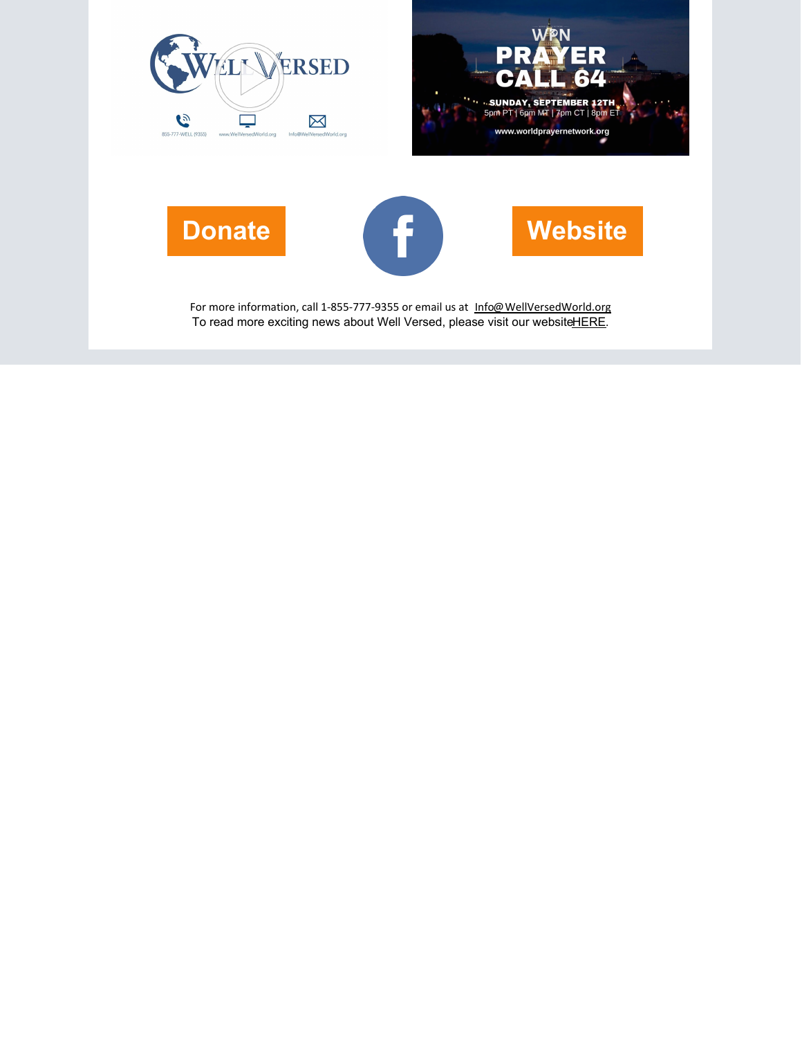For more information, call 1-855-777-9355 or email us at Info@WellVersedWorld.org

To read more exciting news about Well Versed, please visit our website HERE.